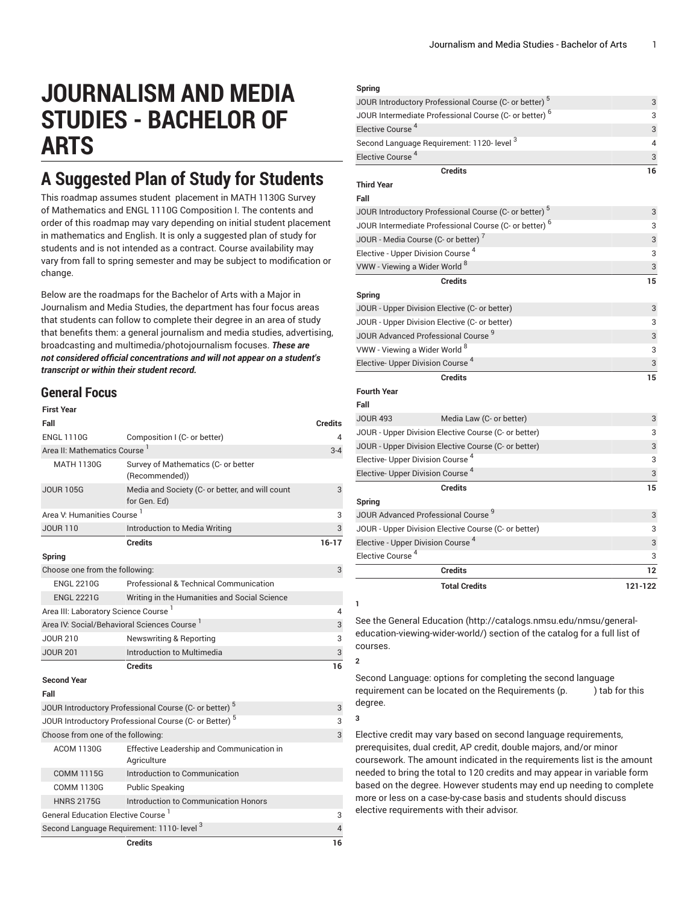# JOURNALISM AND MEDIA STUDIES - BACHELOR OF ARTS

## A Suggested Plan of Study for Students

This roadmap assumes student placement in MATH 1130G Survey of Mathematics and ENGL 1110G Composition I. The contents and order of this roadmap may vary depending on initial student placement in mathematics and English. It is only a suggested plan of study for students and is not intended as a contract. Course availability may vary from fall to spring semester and may be subject to modification or change.

Below are the roadmaps for the Bachelor of Arts with a Major in Journalism and Media Studies, the department has four focus areas that students can follow to complete their degree in an area of study that benefits them: a general journalism and media studies, advertising, broadcasting and multimedia/photojournalism focuses. ***These are not considered official concentrations and will not appear on a student's transcript or within their student record.***

### General Focus

| First Year | | |
|---|---|---|
| **Fall** | | **Credits** |
| ENGL 1110G | Composition I (C- or better) | 4 |
| Area II: Mathematics Course [1] | | 3-4 |
| MATH 1130G | Survey of Mathematics (C- or better (Recommended)) | |
| JOUR 105G | Media and Society (C- or better, and will count for Gen. Ed) | 3 |
| Area V: Humanities Course [1] | | 3 |
| JOUR 110 | Introduction to Media Writing | 3 |
| | **Credits** | **16-17** |
| **Spring** | | |
| Choose one from the following: | | 3 |
| ENGL 2210G | Professional & Technical Communication | |
| ENGL 2221G | Writing in the Humanities and Social Science | |
| Area III: Laboratory Science Course [1] | | 4 |
| Area IV: Social/Behavioral Sciences Course [1] | | 3 |
| JOUR 210 | Newswriting & Reporting | 3 |
| JOUR 201 | Introduction to Multimedia | 3 |
| | **Credits** | **16** |
| **Second Year** | | |
| **Fall** | | |
| JOUR Introductory Professional Course (C- or better) [5] | | 3 |
| JOUR Introductory Professional Course (C- or Better) [5] | | 3 |
| Choose from one of the following: | | 3 |
| ACOM 1130G | Effective Leadership and Communication in Agriculture | |
| COMM 1115G | Introduction to Communication | |
| COMM 1130G | Public Speaking | |
| HNRS 2175G | Introduction to Communication Honors | |
| General Education Elective Course [1] | | 3 |
| Second Language Requirement: 1110- level [3] | | 4 |
| | **Credits** | **16** |
| **Spring** | | |
| JOUR Introductory Professional Course (C- or better) [5] | | 3 |
| JOUR Intermediate Professional Course (C- or better) [6] | | 3 |
| Elective Course [4] | | 3 |
| Second Language Requirement: 1120- level [3] | | 4 |
| Elective Course [4] | | 3 |
| | **Credits** | **16** |
| **Third Year** | | |
| **Fall** | | |
| JOUR Introductory Professional Course (C- or better) [5] | | 3 |
| JOUR Intermediate Professional Course (C- or better) [6] | | 3 |
| JOUR - Media Course (C- or better) [7] | | 3 |
| Elective - Upper Division Course [4] | | 3 |
| VWW - Viewing a Wider World [8] | | 3 |
| | **Credits** | **15** |
| **Spring** | | |
| JOUR - Upper Division Elective (C- or better) | | 3 |
| JOUR - Upper Division Elective (C- or better) | | 3 |
| JOUR Advanced Professional Course [9] | | 3 |
| VWW - Viewing a Wider World [8] | | 3 |
| Elective- Upper Division Course [4] | | 3 |
| | **Credits** | **15** |
| **Fourth Year** | | |
| **Fall** | | |
| JOUR 493 | Media Law (C- or better) | 3 |
| JOUR - Upper Division Elective Course (C- or better) | | 3 |
| JOUR - Upper Division Elective Course (C- or better) | | 3 |
| Elective- Upper Division Course [4] | | 3 |
| Elective- Upper Division Course [4] | | 3 |
| | **Credits** | **15** |
| **Spring** | | |
| JOUR Advanced Professional Course [9] | | 3 |
| JOUR - Upper Division Elective Course (C- or better) | | 3 |
| Elective - Upper Division Course [4] | | 3 |
| Elective Course [4] | | 3 |
| | **Credits** | **12** |
| | **Total Credits** | **121-122** |

**1**

See the General Education (http://catalogs.nmsu.edu/nmsu/general-education-viewing-wider-world/) section of the catalog for a full list of courses.

**2**

Second Language: options for completing the second language requirement can be located on the Requirements (p. ) tab for this degree.

**3**

Elective credit may vary based on second language requirements, prerequisites, dual credit, AP credit, double majors, and/or minor coursework. The amount indicated in the requirements list is the amount needed to bring the total to 120 credits and may appear in variable form based on the degree. However students may end up needing to complete more or less on a case-by-case basis and students should discuss elective requirements with their advisor.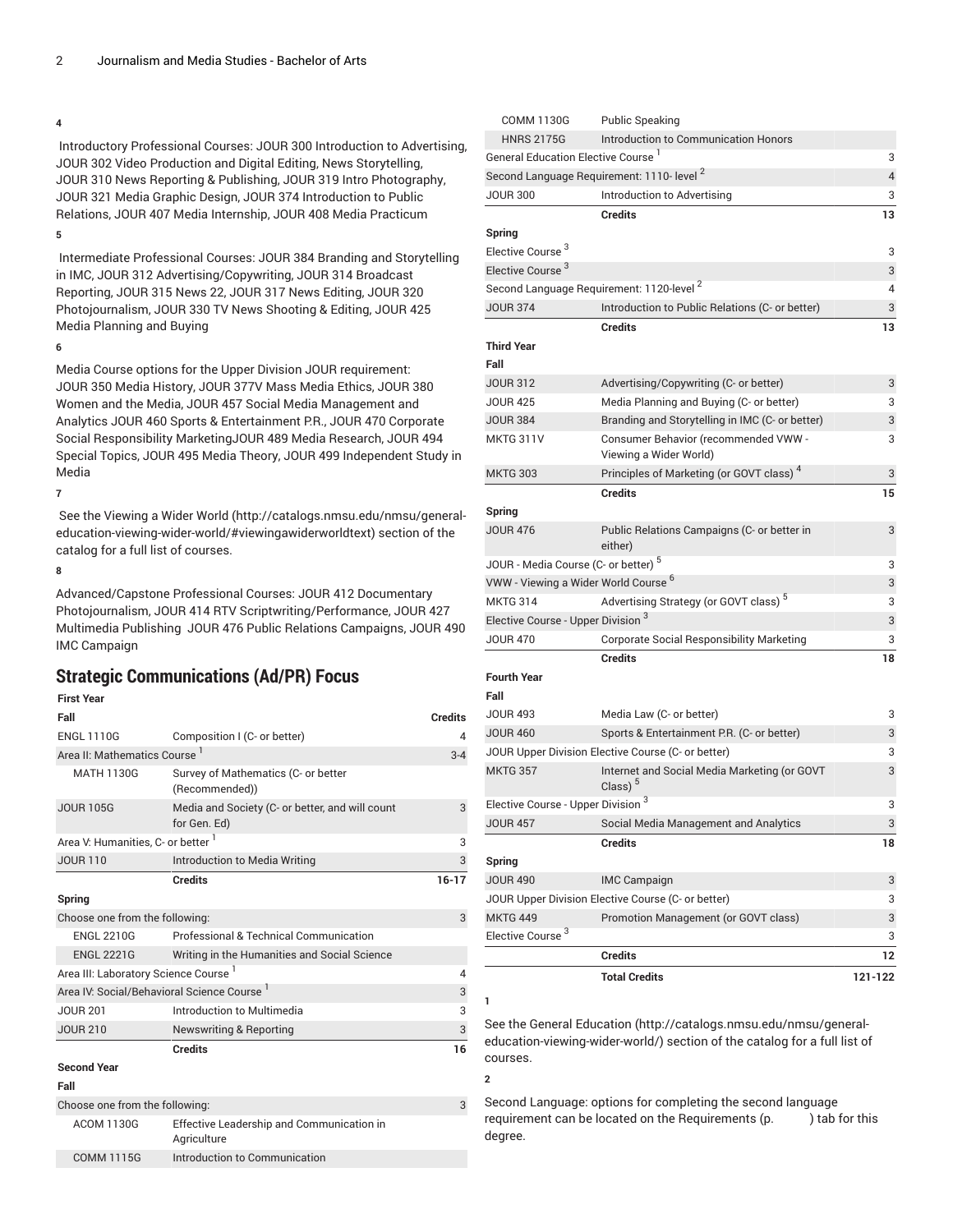**4**

Introductory Professional Courses: JOUR 300 Introduction to Advertising, JOUR 302 Video Production and Digital Editing, News Storytelling, JOUR 310 News Reporting & Publishing, JOUR 319 Intro Photography, JOUR 321 Media Graphic Design, JOUR 374 Introduction to Public Relations, JOUR 407 Media Internship, JOUR 408 Media Practicum

**5**

Intermediate Professional Courses: JOUR 384 Branding and Storytelling in IMC, JOUR 312 Advertising/Copywriting, JOUR 314 Broadcast Reporting, JOUR 315 News 22, JOUR 317 News Editing, JOUR 320 Photojournalism, JOUR 330 TV News Shooting & Editing, JOUR 425 Media Planning and Buying

**6**

Media Course options for the Upper Division JOUR requirement: JOUR 350 Media History, JOUR 377V Mass Media Ethics, JOUR 380 Women and the Media, JOUR 457 Social Media Management and Analytics JOUR 460 Sports & Entertainment P.R., JOUR 470 Corporate Social Responsibility MarketingJOUR 489 Media Research, JOUR 494 Special Topics, JOUR 495 Media Theory, JOUR 499 Independent Study in Media

**7**

See the Viewing a Wider World (http://catalogs.nmsu.edu/nmsu/general-education-viewing-wider-world/#viewingawiderworldtext) section of the catalog for a full list of courses.

**8**

Advanced/Capstone Professional Courses: JOUR 412 Documentary Photojournalism, JOUR 414 RTV Scriptwriting/Performance, JOUR 427 Multimedia Publishing JOUR 476 Public Relations Campaigns, JOUR 490 IMC Campaign

## Strategic Communications (Ad/PR) Focus

| First Year | | |
|---|---|---|
| **Fall** | | **Credits** |
| ENGL 1110G | Composition I (C- or better) | 4 |
| Area II: Mathematics Course [1] | | 3-4 |
| MATH 1130G | Survey of Mathematics (C- or better (Recommended)) | |
| JOUR 105G | Media and Society (C- or better, and will count for Gen. Ed) | 3 |
| Area V: Humanities, C- or better [1] | | 3 |
| JOUR 110 | Introduction to Media Writing | 3 |
| | **Credits** | **16-17** |
| **Spring** | | |
| Choose one from the following: | | 3 |
| ENGL 2210G | Professional & Technical Communication | |
| ENGL 2221G | Writing in the Humanities and Social Science | |
| Area III: Laboratory Science Course [1] | | 4 |
| Area IV: Social/Behavioral Science Course [1] | | 3 |
| JOUR 201 | Introduction to Multimedia | 3 |
| JOUR 210 | Newswriting & Reporting | 3 |
| | **Credits** | **16** |
| **Second Year** | | |
| **Fall** | | |
| Choose one from the following: | | 3 |
| ACOM 1130G | Effective Leadership and Communication in Agriculture | |
| COMM 1115G | Introduction to Communication | |
| COMM 1130G | Public Speaking | |
| HNRS 2175G | Introduction to Communication Honors | |
| General Education Elective Course [1] | | 3 |
| Second Language Requirement: 1110- level [2] | | 4 |
| JOUR 300 | Introduction to Advertising | 3 |
| | **Credits** | **13** |
| **Spring** | | |
| Elective Course [3] | | 3 |
| Elective Course [3] | | 3 |
| Second Language Requirement: 1120-level [2] | | 4 |
| JOUR 374 | Introduction to Public Relations (C- or better) | 3 |
| | **Credits** | **13** |
| **Third Year** | | |
| **Fall** | | |
| JOUR 312 | Advertising/Copywriting (C- or better) | 3 |
| JOUR 425 | Media Planning and Buying (C- or better) | 3 |
| JOUR 384 | Branding and Storytelling in IMC (C- or better) | 3 |
| MKTG 311V | Consumer Behavior (recommended VWW - Viewing a Wider World) | 3 |
| MKTG 303 | Principles of Marketing (or GOVT class) [4] | 3 |
| | **Credits** | **15** |
| **Spring** | | |
| JOUR 476 | Public Relations Campaigns (C- or better in either) | 3 |
| JOUR - Media Course (C- or better) [5] | | 3 |
| VWW - Viewing a Wider World Course [6] | | 3 |
| MKTG 314 | Advertising Strategy (or GOVT class) [5] | 3 |
| Elective Course - Upper Division [3] | | 3 |
| JOUR 470 | Corporate Social Responsibility Marketing | 3 |
| | **Credits** | **18** |
| **Fourth Year** | | |
| **Fall** | | |
| JOUR 493 | Media Law (C- or better) | 3 |
| JOUR 460 | Sports & Entertainment P.R. (C- or better) | 3 |
| JOUR Upper Division Elective Course (C- or better) | | 3 |
| MKTG 357 | Internet and Social Media Marketing (or GOVT Class) [5] | 3 |
| Elective Course - Upper Division [3] | | 3 |
| JOUR 457 | Social Media Management and Analytics | 3 |
| | **Credits** | **18** |
| **Spring** | | |
| JOUR 490 | IMC Campaign | 3 |
| JOUR Upper Division Elective Course (C- or better) | | 3 |
| MKTG 449 | Promotion Management (or GOVT class) | 3 |
| Elective Course [3] | | 3 |
| | **Credits** | **12** |
| | **Total Credits** | **121-122** |

**1**

See the General Education (http://catalogs.nmsu.edu/nmsu/general-education-viewing-wider-world/) section of the catalog for a full list of courses.

**2**

Second Language: options for completing the second language requirement can be located on the Requirements (p. ) tab for this degree.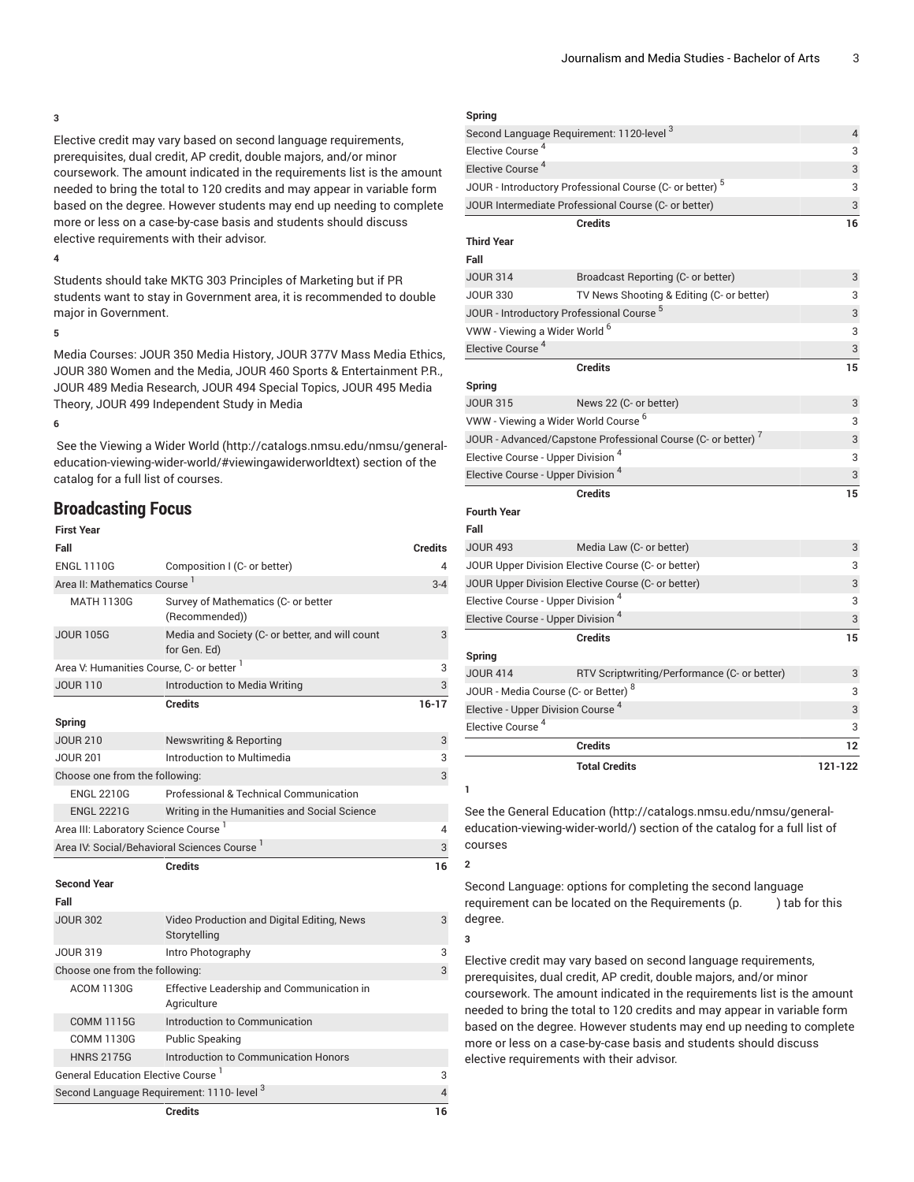3

Elective credit may vary based on second language requirements, prerequisites, dual credit, AP credit, double majors, and/or minor coursework. The amount indicated in the requirements list is the amount needed to bring the total to 120 credits and may appear in variable form based on the degree. However students may end up needing to complete more or less on a case-by-case basis and students should discuss elective requirements with their advisor.

4

Students should take MKTG 303 Principles of Marketing but if PR students want to stay in Government area, it is recommended to double major in Government.

5

Media Courses: JOUR 350 Media History, JOUR 377V Mass Media Ethics, JOUR 380 Women and the Media, JOUR 460 Sports & Entertainment P.R., JOUR 489 Media Research, JOUR 494 Special Topics, JOUR 495 Media Theory, JOUR 499 Independent Study in Media

6

See the Viewing a Wider World (http://catalogs.nmsu.edu/nmsu/general-education-viewing-wider-world/#viewingawiderworldtext) section of the catalog for a full list of courses.

## Broadcasting Focus

| First Year | | |
|---|---|---|
| **Fall** | | **Credits** |
| ENGL 1110G | Composition I (C- or better) | 4 |
| Area II: Mathematics Course [1] | | 3-4 |
| MATH 1130G | Survey of Mathematics (C- or better (Recommended)) | |
| JOUR 105G | Media and Society (C- or better, and will count for Gen. Ed) | 3 |
| Area V: Humanities Course, C- or better [1] | | 3 |
| JOUR 110 | Introduction to Media Writing | 3 |
| | **Credits** | **16-17** |
| **Spring** | | |
| JOUR 210 | Newswriting & Reporting | 3 |
| JOUR 201 | Introduction to Multimedia | 3 |
| Choose one from the following: | | 3 |
| ENGL 2210G | Professional & Technical Communication | |
| ENGL 2221G | Writing in the Humanities and Social Science | |
| Area III: Laboratory Science Course [1] | | 4 |
| Area IV: Social/Behavioral Sciences Course [1] | | 3 |
| | **Credits** | **16** |
| **Second Year** | | |
| **Fall** | | |
| JOUR 302 | Video Production and Digital Editing, News Storytelling | 3 |
| JOUR 319 | Intro Photography | 3 |
| Choose one from the following: | | 3 |
| ACOM 1130G | Effective Leadership and Communication in Agriculture | |
| COMM 1115G | Introduction to Communication | |
| COMM 1130G | Public Speaking | |
| HNRS 2175G | Introduction to Communication Honors | |
| General Education Elective Course [1] | | 3 |
| Second Language Requirement: 1110- level [3] | | 4 |
| | **Credits** | **16** |
| **Spring** | | |
| Second Language Requirement: 1120-level [3] | | 4 |
| Elective Course [4] | | 3 |
| Elective Course [4] | | 3 |
| JOUR - Introductory Professional Course (C- or better) [5] | | 3 |
| JOUR Intermediate Professional Course (C- or better) | | 3 |
| | **Credits** | **16** |
| **Third Year** | | |
| **Fall** | | |
| JOUR 314 | Broadcast Reporting (C- or better) | 3 |
| JOUR 330 | TV News Shooting & Editing (C- or better) | 3 |
| JOUR - Introductory Professional Course [5] | | 3 |
| VWW - Viewing a Wider World [6] | | 3 |
| Elective Course [4] | | 3 |
| | **Credits** | **15** |
| **Spring** | | |
| JOUR 315 | News 22 (C- or better) | 3 |
| VWW - Viewing a Wider World Course [6] | | 3 |
| JOUR - Advanced/Capstone Professional Course (C- or better) [7] | | 3 |
| Elective Course - Upper Division [4] | | 3 |
| Elective Course - Upper Division [4] | | 3 |
| | **Credits** | **15** |
| **Fourth Year** | | |
| **Fall** | | |
| JOUR 493 | Media Law (C- or better) | 3 |
| JOUR Upper Division Elective Course (C- or better) | | 3 |
| JOUR Upper Division Elective Course (C- or better) | | 3 |
| Elective Course - Upper Division [4] | | 3 |
| Elective Course - Upper Division [4] | | 3 |
| | **Credits** | **15** |
| **Spring** | | |
| JOUR 414 | RTV Scriptwriting/Performance (C- or better) | 3 |
| JOUR - Media Course (C- or Better) [8] | | 3 |
| Elective - Upper Division Course [4] | | 3 |
| Elective Course [4] | | 3 |
| | **Credits** | **12** |
| | **Total Credits** | **121-122** |

1

See the General Education (http://catalogs.nmsu.edu/nmsu/general-education-viewing-wider-world/) section of the catalog for a full list of courses

2

Second Language: options for completing the second language requirement can be located on the Requirements (p. ) tab for this degree.

3

Elective credit may vary based on second language requirements, prerequisites, dual credit, AP credit, double majors, and/or minor coursework. The amount indicated in the requirements list is the amount needed to bring the total to 120 credits and may appear in variable form based on the degree. However students may end up needing to complete more or less on a case-by-case basis and students should discuss elective requirements with their advisor.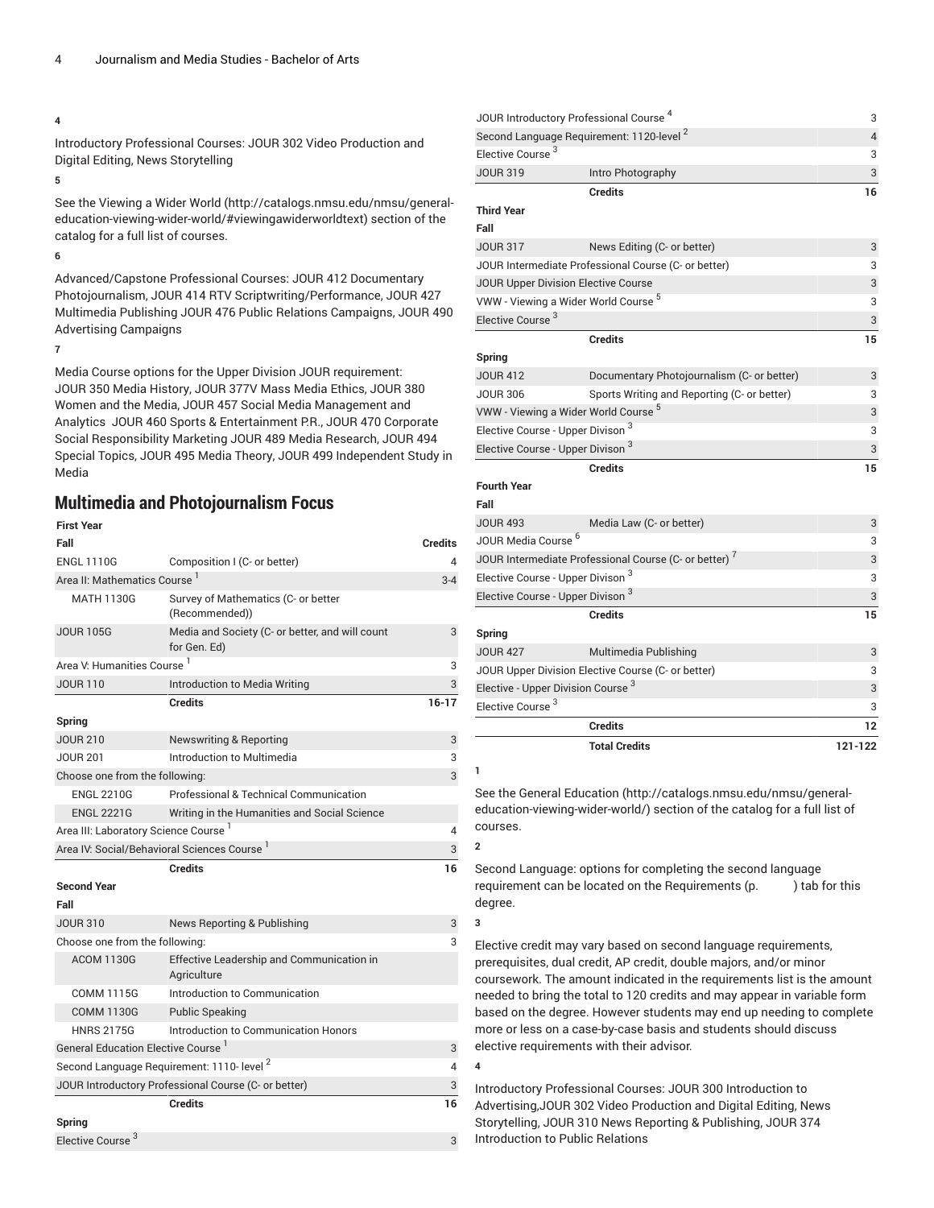**4**

Introductory Professional Courses: JOUR 302 Video Production and Digital Editing, News Storytelling

**5**

See the Viewing a Wider World (http://catalogs.nmsu.edu/nmsu/general-education-viewing-wider-world/#viewingawiderworldtext) section of the catalog for a full list of courses.

**6**

Advanced/Capstone Professional Courses: JOUR 412 Documentary Photojournalism, JOUR 414 RTV Scriptwriting/Performance, JOUR 427 Multimedia Publishing JOUR 476 Public Relations Campaigns, JOUR 490 Advertising Campaigns

**7**

Media Course options for the Upper Division JOUR requirement: JOUR 350 Media History, JOUR 377V Mass Media Ethics, JOUR 380 Women and the Media, JOUR 457 Social Media Management and Analytics JOUR 460 Sports & Entertainment P.R., JOUR 470 Corporate Social Responsibility Marketing JOUR 489 Media Research, JOUR 494 Special Topics, JOUR 495 Media Theory, JOUR 499 Independent Study in Media

## Multimedia and Photojournalism Focus

| | | |
|---|---|---|
| **First Year** | | |
| **Fall** | | **Credits** |
| ENGL 1110G | Composition I (C- or better) | 4 |
| Area II: Mathematics Course [1] | | 3-4 |
| MATH 1130G | Survey of Mathematics (C- or better (Recommended)) | |
| JOUR 105G | Media and Society (C- or better, and will count for Gen. Ed) | 3 |
| Area V: Humanities Course [1] | | 3 |
| JOUR 110 | Introduction to Media Writing | 3 |
| | **Credits** | **16-17** |
| **Spring** | | |
| JOUR 210 | Newswriting & Reporting | 3 |
| JOUR 201 | Introduction to Multimedia | 3 |
| Choose one from the following: | | 3 |
| ENGL 2210G | Professional & Technical Communication | |
| ENGL 2221G | Writing in the Humanities and Social Science | |
| Area III: Laboratory Science Course [1] | | 4 |
| Area IV: Social/Behavioral Sciences Course [1] | | 3 |
| | **Credits** | **16** |
| **Second Year** | | |
| **Fall** | | |
| JOUR 310 | News Reporting & Publishing | 3 |
| Choose one from the following: | | 3 |
| ACOM 1130G | Effective Leadership and Communication in Agriculture | |
| COMM 1115G | Introduction to Communication | |
| COMM 1130G | Public Speaking | |
| HNRS 2175G | Introduction to Communication Honors | |
| General Education Elective Course [1] | | 3 |
| Second Language Requirement: 1110- level [2] | | 4 |
| JOUR Introductory Professional Course (C- or better) | | 3 |
| | **Credits** | **16** |
| **Spring** | | |
| Elective Course [3] | | 3 |
| JOUR Introductory Professional Course [4] | | 3 |
| Second Language Requirement: 1120-level [2] | | 4 |
| Elective Course [3] | | 3 |
| JOUR 319 | Intro Photography | 3 |
| | **Credits** | **16** |
| **Third Year** | | |
| **Fall** | | |
| JOUR 317 | News Editing (C- or better) | 3 |
| JOUR Intermediate Professional Course (C- or better) | | 3 |
| JOUR Upper Division Elective Course | | 3 |
| VWW - Viewing a Wider World Course [5] | | 3 |
| Elective Course [3] | | 3 |
| | **Credits** | **15** |
| **Spring** | | |
| JOUR 412 | Documentary Photojournalism (C- or better) | 3 |
| JOUR 306 | Sports Writing and Reporting (C- or better) | 3 |
| VWW - Viewing a Wider World Course [5] | | 3 |
| Elective Course - Upper Divison [3] | | 3 |
| Elective Course - Upper Divison [3] | | 3 |
| | **Credits** | **15** |
| **Fourth Year** | | |
| **Fall** | | |
| JOUR 493 | Media Law (C- or better) | 3 |
| JOUR Media Course [6] | | 3 |
| JOUR Intermediate Professional Course (C- or better) [7] | | 3 |
| Elective Course - Upper Divison [3] | | 3 |
| Elective Course - Upper Divison [3] | | 3 |
| | **Credits** | **15** |
| **Spring** | | |
| JOUR 427 | Multimedia Publishing | 3 |
| JOUR Upper Division Elective Course (C- or better) | | 3 |
| Elective - Upper Division Course [3] | | 3 |
| Elective Course [3] | | 3 |
| | **Credits** | **12** |
| | **Total Credits** | **121-122** |

**1**

See the General Education (http://catalogs.nmsu.edu/nmsu/general-education-viewing-wider-world/) section of the catalog for a full list of courses.

**2**

Second Language: options for completing the second language requirement can be located on the Requirements (p. ) tab for this degree.

**3**

Elective credit may vary based on second language requirements, prerequisites, dual credit, AP credit, double majors, and/or minor coursework. The amount indicated in the requirements list is the amount needed to bring the total to 120 credits and may appear in variable form based on the degree. However students may end up needing to complete more or less on a case-by-case basis and students should discuss elective requirements with their advisor.

**4**

Introductory Professional Courses: JOUR 300 Introduction to Advertising,JOUR 302 Video Production and Digital Editing, News Storytelling, JOUR 310 News Reporting & Publishing, JOUR 374 Introduction to Public Relations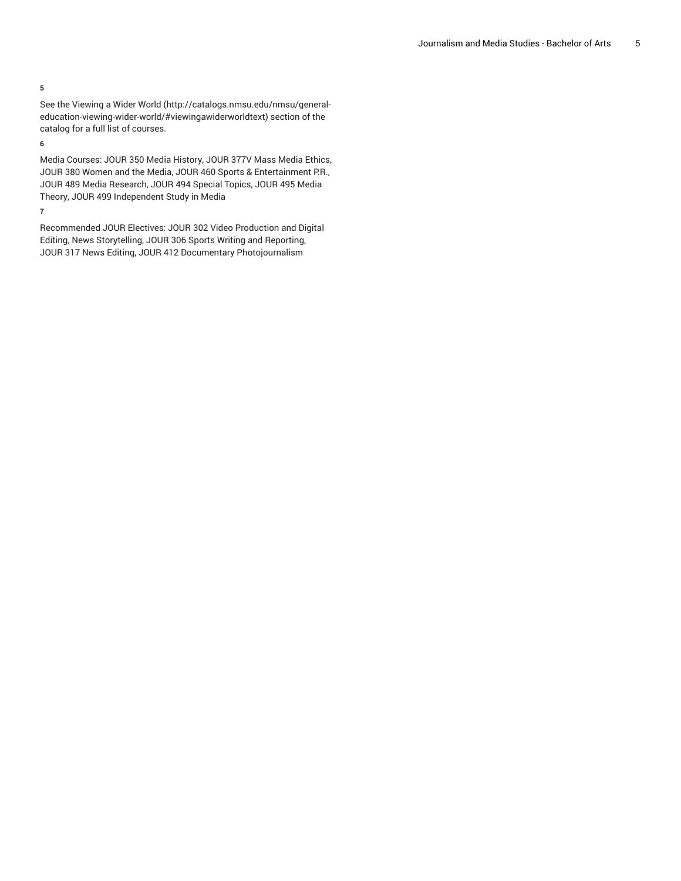**5**

See the Viewing a Wider World (http://catalogs.nmsu.edu/nmsu/general-education-viewing-wider-world/#viewingawiderworldtext) section of the catalog for a full list of courses.

**6**

Media Courses: JOUR 350 Media History, JOUR 377V Mass Media Ethics, JOUR 380 Women and the Media, JOUR 460 Sports & Entertainment P.R., JOUR 489 Media Research, JOUR 494 Special Topics, JOUR 495 Media Theory, JOUR 499 Independent Study in Media

**7**

Recommended JOUR Electives: JOUR 302 Video Production and Digital Editing, News Storytelling, JOUR 306 Sports Writing and Reporting, JOUR 317 News Editing, JOUR 412 Documentary Photojournalism